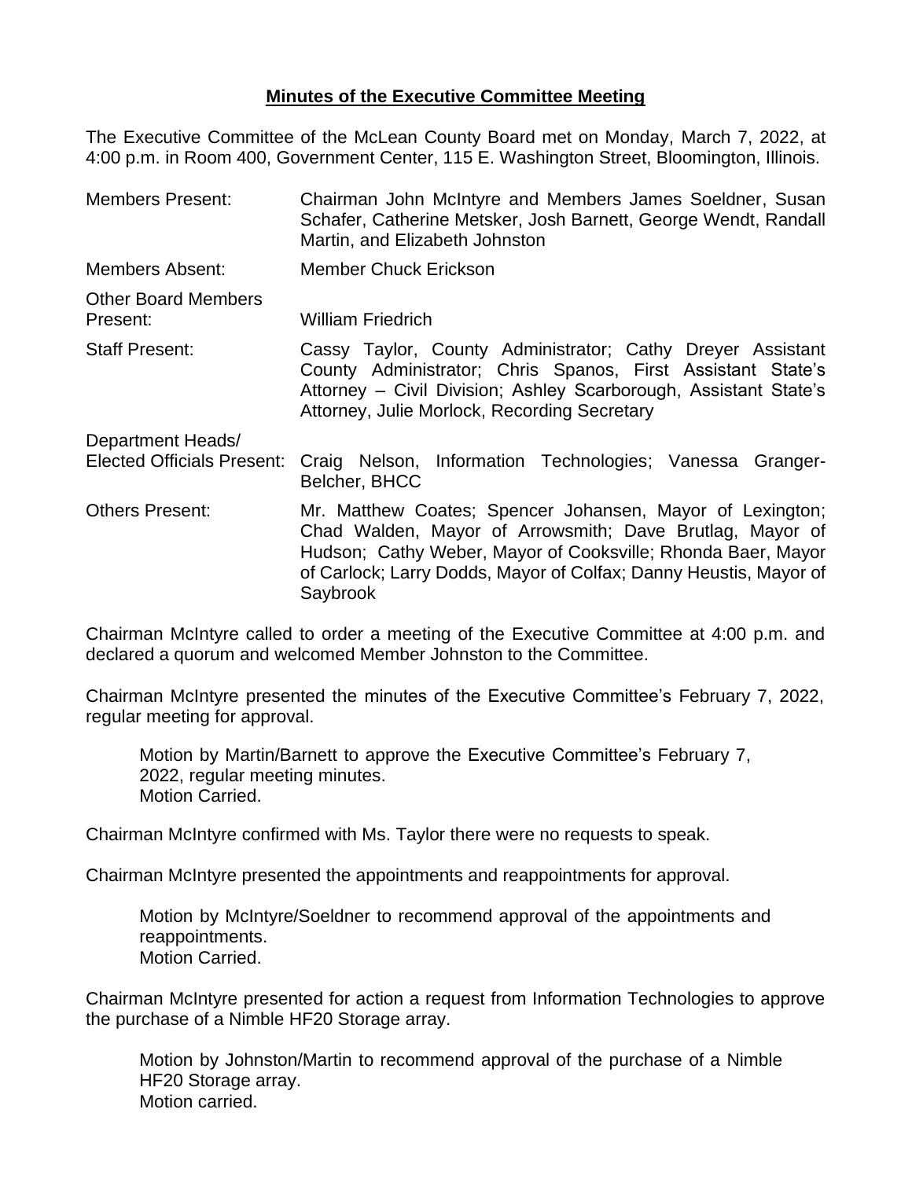**Minutes of the Executive Committee Meeting**

The Executive Committee of the McLean County Board met on Monday, March 7, 2022, at 4:00 p.m. in Room 400, Government Center, 115 E. Washington Street, Bloomington, Illinois.

| | |
|---|---|
| Members Present: | Chairman John McIntyre and Members James Soeldner, Susan Schafer, Catherine Metsker, Josh Barnett, George Wendt, Randall Martin, and Elizabeth Johnston |
| Members Absent: | Member Chuck Erickson |
| Other Board Members Present: | William Friedrich |
| Staff Present: | Cassy Taylor, County Administrator; Cathy Dreyer Assistant County Administrator; Chris Spanos, First Assistant State's Attorney – Civil Division; Ashley Scarborough, Assistant State's Attorney, Julie Morlock, Recording Secretary |
| Department Heads/ Elected Officials Present: | Craig Nelson, Information Technologies; Vanessa Granger-Belcher, BHCC |
| Others Present: | Mr. Matthew Coates; Spencer Johansen, Mayor of Lexington; Chad Walden, Mayor of Arrowsmith; Dave Brutlag, Mayor of Hudson; Cathy Weber, Mayor of Cooksville; Rhonda Baer, Mayor of Carlock; Larry Dodds, Mayor of Colfax; Danny Heustis, Mayor of Saybrook |

Chairman McIntyre called to order a meeting of the Executive Committee at 4:00 p.m. and declared a quorum and welcomed Member Johnston to the Committee.

Chairman McIntyre presented the minutes of the Executive Committee's February 7, 2022, regular meeting for approval.

> Motion by Martin/Barnett to approve the Executive Committee's February 7, 2022, regular meeting minutes.
> Motion Carried.

Chairman McIntyre confirmed with Ms. Taylor there were no requests to speak.

Chairman McIntyre presented the appointments and reappointments for approval.

> Motion by McIntyre/Soeldner to recommend approval of the appointments and reappointments.
> Motion Carried.

Chairman McIntyre presented for action a request from Information Technologies to approve the purchase of a Nimble HF20 Storage array.

> Motion by Johnston/Martin to recommend approval of the purchase of a Nimble HF20 Storage array.
> Motion carried.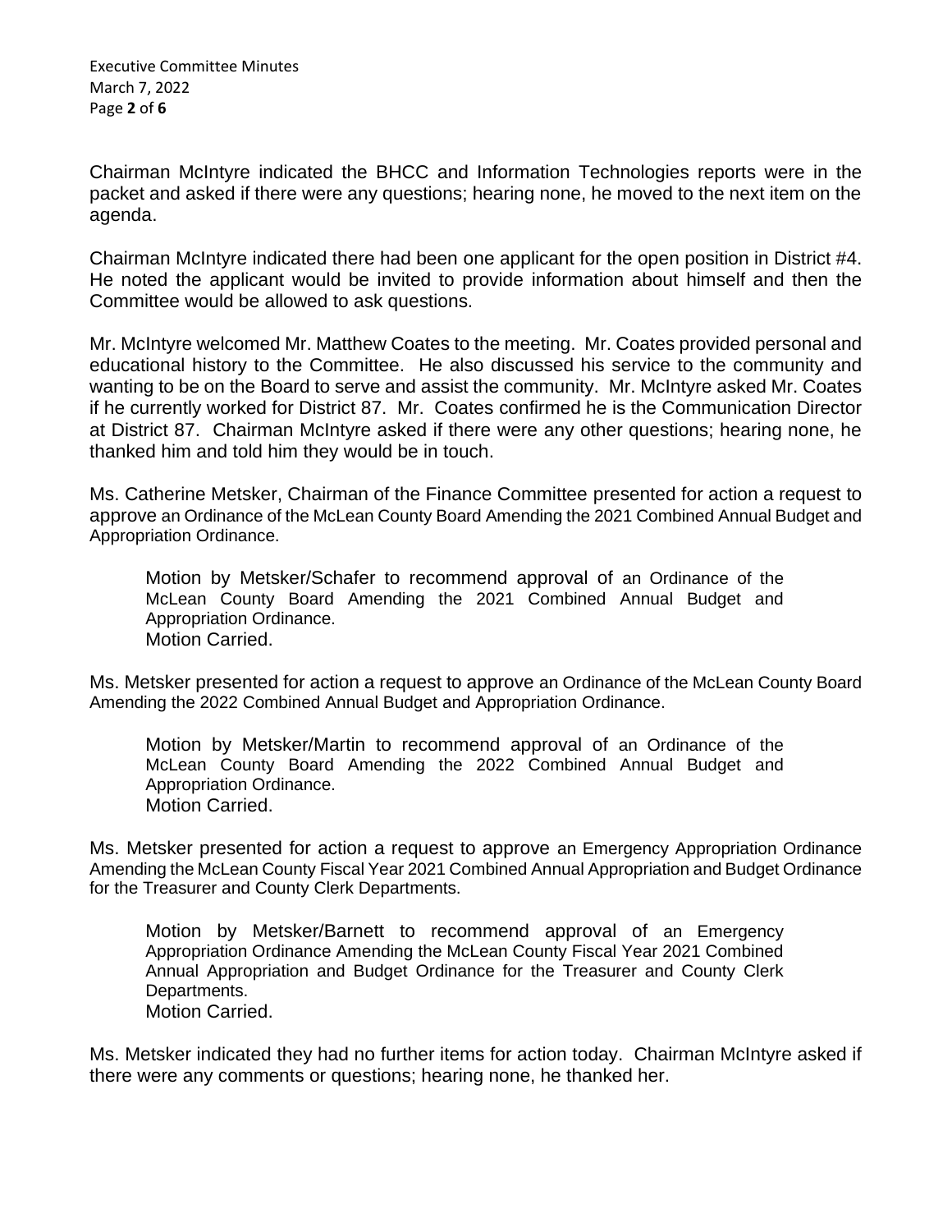Chairman McIntyre indicated the BHCC and Information Technologies reports were in the packet and asked if there were any questions; hearing none, he moved to the next item on the agenda.

Chairman McIntyre indicated there had been one applicant for the open position in District #4. He noted the applicant would be invited to provide information about himself and then the Committee would be allowed to ask questions.

Mr. McIntyre welcomed Mr. Matthew Coates to the meeting. Mr. Coates provided personal and educational history to the Committee. He also discussed his service to the community and wanting to be on the Board to serve and assist the community. Mr. McIntyre asked Mr. Coates if he currently worked for District 87. Mr. Coates confirmed he is the Communication Director at District 87. Chairman McIntyre asked if there were any other questions; hearing none, he thanked him and told him they would be in touch.

Ms. Catherine Metsker, Chairman of the Finance Committee presented for action a request to approve an Ordinance of the McLean County Board Amending the 2021 Combined Annual Budget and Appropriation Ordinance.

> Motion by Metsker/Schafer to recommend approval of an Ordinance of the McLean County Board Amending the 2021 Combined Annual Budget and Appropriation Ordinance.
> Motion Carried.

Ms. Metsker presented for action a request to approve an Ordinance of the McLean County Board Amending the 2022 Combined Annual Budget and Appropriation Ordinance.

> Motion by Metsker/Martin to recommend approval of an Ordinance of the McLean County Board Amending the 2022 Combined Annual Budget and Appropriation Ordinance.
> Motion Carried.

Ms. Metsker presented for action a request to approve an Emergency Appropriation Ordinance Amending the McLean County Fiscal Year 2021 Combined Annual Appropriation and Budget Ordinance for the Treasurer and County Clerk Departments.

> Motion by Metsker/Barnett to recommend approval of an Emergency Appropriation Ordinance Amending the McLean County Fiscal Year 2021 Combined Annual Appropriation and Budget Ordinance for the Treasurer and County Clerk Departments.
> Motion Carried.

Ms. Metsker indicated they had no further items for action today. Chairman McIntyre asked if there were any comments or questions; hearing none, he thanked her.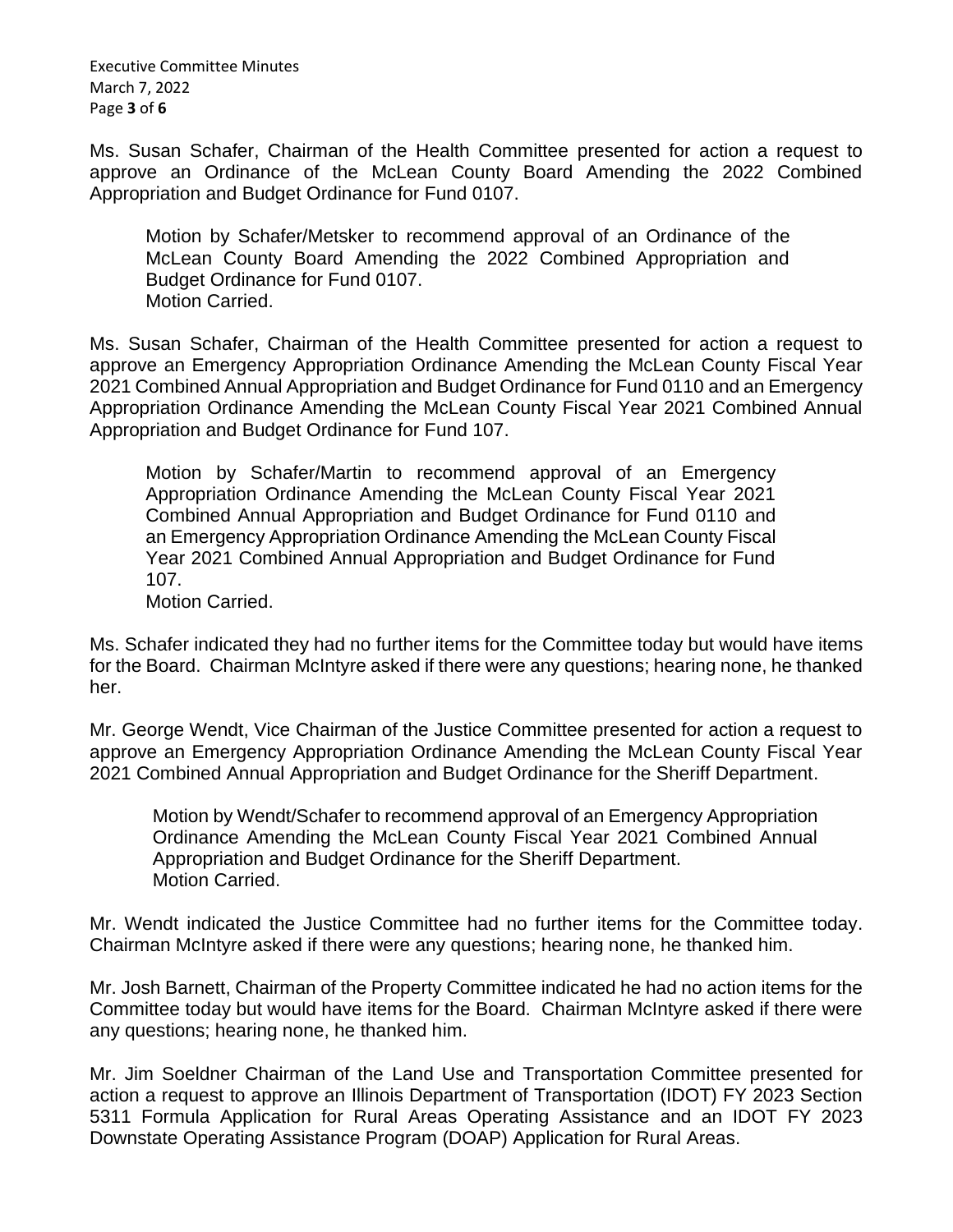Ms. Susan Schafer, Chairman of the Health Committee presented for action a request to approve an Ordinance of the McLean County Board Amending the 2022 Combined Appropriation and Budget Ordinance for Fund 0107.

> Motion by Schafer/Metsker to recommend approval of an Ordinance of the McLean County Board Amending the 2022 Combined Appropriation and Budget Ordinance for Fund 0107.
> Motion Carried.

Ms. Susan Schafer, Chairman of the Health Committee presented for action a request to approve an Emergency Appropriation Ordinance Amending the McLean County Fiscal Year 2021 Combined Annual Appropriation and Budget Ordinance for Fund 0110 and an Emergency Appropriation Ordinance Amending the McLean County Fiscal Year 2021 Combined Annual Appropriation and Budget Ordinance for Fund 107.

> Motion by Schafer/Martin to recommend approval of an Emergency Appropriation Ordinance Amending the McLean County Fiscal Year 2021 Combined Annual Appropriation and Budget Ordinance for Fund 0110 and an Emergency Appropriation Ordinance Amending the McLean County Fiscal Year 2021 Combined Annual Appropriation and Budget Ordinance for Fund 107.
> Motion Carried.

Ms. Schafer indicated they had no further items for the Committee today but would have items for the Board. Chairman McIntyre asked if there were any questions; hearing none, he thanked her.

Mr. George Wendt, Vice Chairman of the Justice Committee presented for action a request to approve an Emergency Appropriation Ordinance Amending the McLean County Fiscal Year 2021 Combined Annual Appropriation and Budget Ordinance for the Sheriff Department.

> Motion by Wendt/Schafer to recommend approval of an Emergency Appropriation Ordinance Amending the McLean County Fiscal Year 2021 Combined Annual Appropriation and Budget Ordinance for the Sheriff Department.
> Motion Carried.

Mr. Wendt indicated the Justice Committee had no further items for the Committee today. Chairman McIntyre asked if there were any questions; hearing none, he thanked him.

Mr. Josh Barnett, Chairman of the Property Committee indicated he had no action items for the Committee today but would have items for the Board. Chairman McIntyre asked if there were any questions; hearing none, he thanked him.

Mr. Jim Soeldner Chairman of the Land Use and Transportation Committee presented for action a request to approve an Illinois Department of Transportation (IDOT) FY 2023 Section 5311 Formula Application for Rural Areas Operating Assistance and an IDOT FY 2023 Downstate Operating Assistance Program (DOAP) Application for Rural Areas.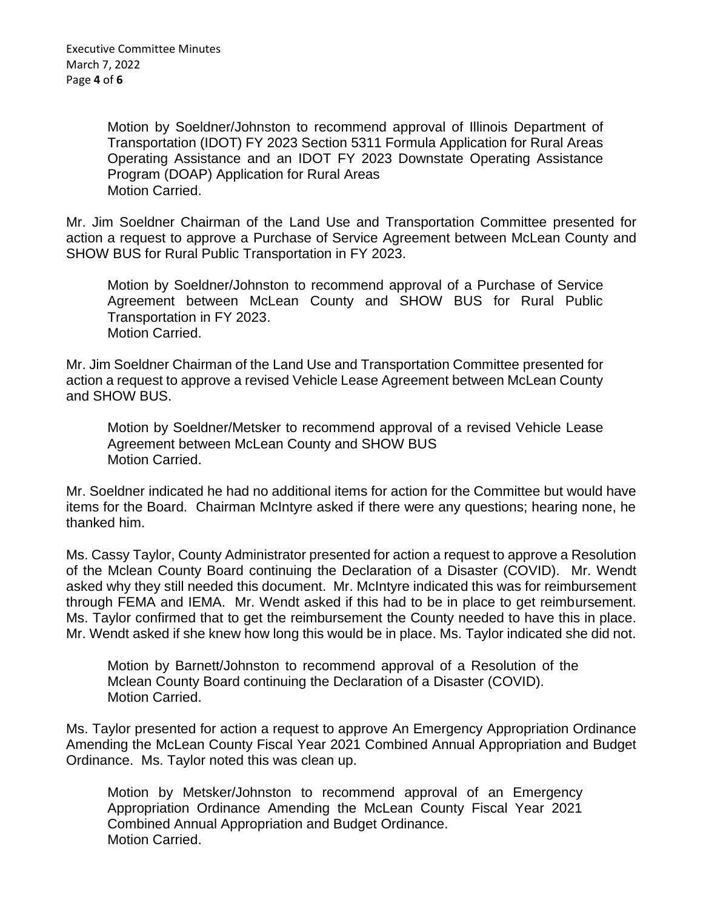Motion by Soeldner/Johnston to recommend approval of Illinois Department of Transportation (IDOT) FY 2023 Section 5311 Formula Application for Rural Areas Operating Assistance and an IDOT FY 2023 Downstate Operating Assistance Program (DOAP) Application for Rural Areas
Motion Carried.

Mr. Jim Soeldner Chairman of the Land Use and Transportation Committee presented for action a request to approve a Purchase of Service Agreement between McLean County and SHOW BUS for Rural Public Transportation in FY 2023.

Motion by Soeldner/Johnston to recommend approval of a Purchase of Service Agreement between McLean County and SHOW BUS for Rural Public Transportation in FY 2023.
Motion Carried.

Mr. Jim Soeldner Chairman of the Land Use and Transportation Committee presented for action a request to approve a revised Vehicle Lease Agreement between McLean County and SHOW BUS.

Motion by Soeldner/Metsker to recommend approval of a revised Vehicle Lease Agreement between McLean County and SHOW BUS
Motion Carried.

Mr. Soeldner indicated he had no additional items for action for the Committee but would have items for the Board. Chairman McIntyre asked if there were any questions; hearing none, he thanked him.

Ms. Cassy Taylor, County Administrator presented for action a request to approve a Resolution of the Mclean County Board continuing the Declaration of a Disaster (COVID). Mr. Wendt asked why they still needed this document. Mr. McIntyre indicated this was for reimbursement through FEMA and IEMA. Mr. Wendt asked if this had to be in place to get reimbursement. Ms. Taylor confirmed that to get the reimbursement the County needed to have this in place. Mr. Wendt asked if she knew how long this would be in place. Ms. Taylor indicated she did not.

Motion by Barnett/Johnston to recommend approval of a Resolution of the Mclean County Board continuing the Declaration of a Disaster (COVID).
Motion Carried.

Ms. Taylor presented for action a request to approve An Emergency Appropriation Ordinance Amending the McLean County Fiscal Year 2021 Combined Annual Appropriation and Budget Ordinance. Ms. Taylor noted this was clean up.

Motion by Metsker/Johnston to recommend approval of an Emergency Appropriation Ordinance Amending the McLean County Fiscal Year 2021 Combined Annual Appropriation and Budget Ordinance.
Motion Carried.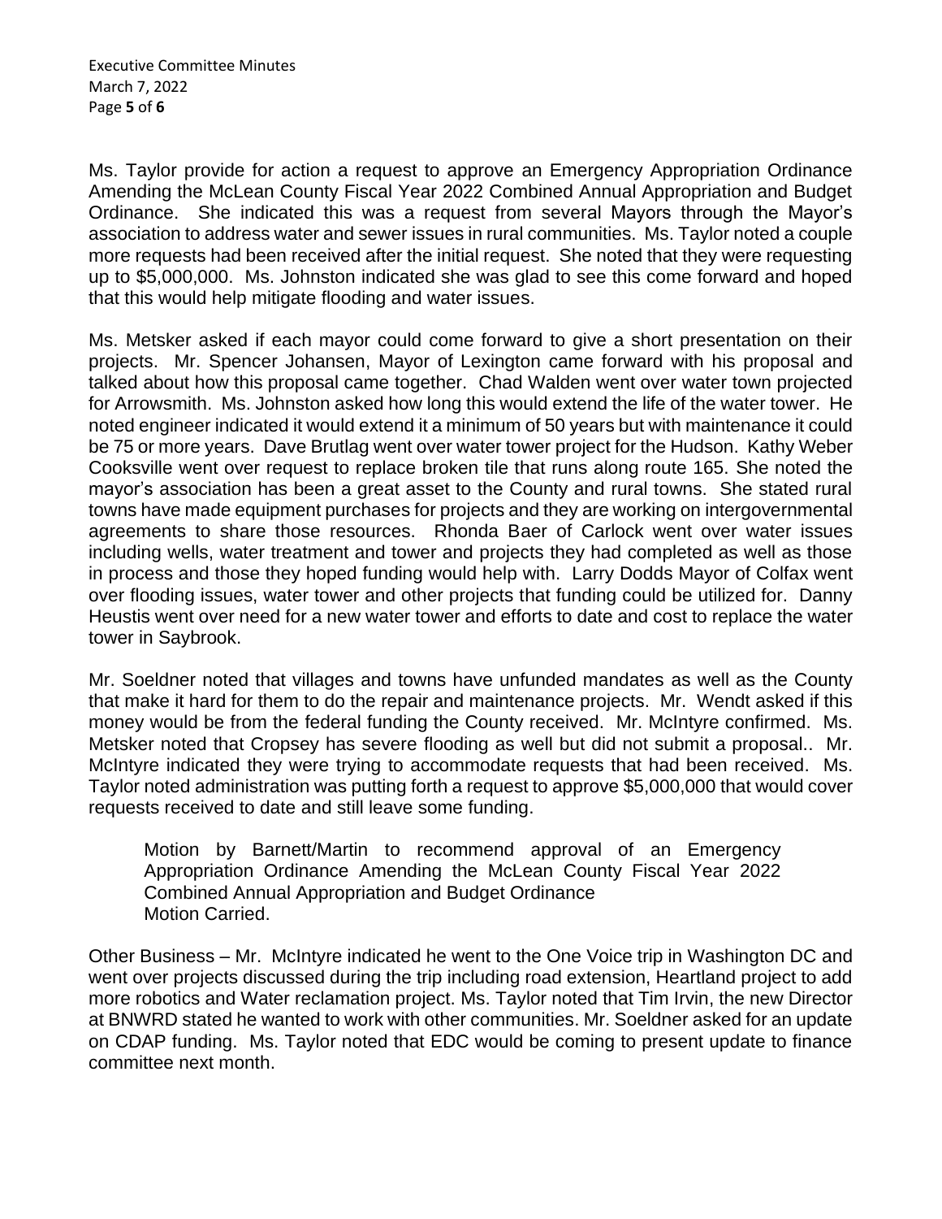Ms. Taylor provide for action a request to approve an Emergency Appropriation Ordinance Amending the McLean County Fiscal Year 2022 Combined Annual Appropriation and Budget Ordinance. She indicated this was a request from several Mayors through the Mayor's association to address water and sewer issues in rural communities. Ms. Taylor noted a couple more requests had been received after the initial request. She noted that they were requesting up to $5,000,000. Ms. Johnston indicated she was glad to see this come forward and hoped that this would help mitigate flooding and water issues.

Ms. Metsker asked if each mayor could come forward to give a short presentation on their projects. Mr. Spencer Johansen, Mayor of Lexington came forward with his proposal and talked about how this proposal came together. Chad Walden went over water town projected for Arrowsmith. Ms. Johnston asked how long this would extend the life of the water tower. He noted engineer indicated it would extend it a minimum of 50 years but with maintenance it could be 75 or more years. Dave Brutlag went over water tower project for the Hudson. Kathy Weber Cooksville went over request to replace broken tile that runs along route 165. She noted the mayor's association has been a great asset to the County and rural towns. She stated rural towns have made equipment purchases for projects and they are working on intergovernmental agreements to share those resources. Rhonda Baer of Carlock went over water issues including wells, water treatment and tower and projects they had completed as well as those in process and those they hoped funding would help with. Larry Dodds Mayor of Colfax went over flooding issues, water tower and other projects that funding could be utilized for. Danny Heustis went over need for a new water tower and efforts to date and cost to replace the water tower in Saybrook.

Mr. Soeldner noted that villages and towns have unfunded mandates as well as the County that make it hard for them to do the repair and maintenance projects. Mr. Wendt asked if this money would be from the federal funding the County received. Mr. McIntyre confirmed. Ms. Metsker noted that Cropsey has severe flooding as well but did not submit a proposal.. Mr. McIntyre indicated they were trying to accommodate requests that had been received. Ms. Taylor noted administration was putting forth a request to approve $5,000,000 that would cover requests received to date and still leave some funding.

> Motion by Barnett/Martin to recommend approval of an Emergency Appropriation Ordinance Amending the McLean County Fiscal Year 2022 Combined Annual Appropriation and Budget Ordinance
> Motion Carried.

Other Business – Mr. McIntyre indicated he went to the One Voice trip in Washington DC and went over projects discussed during the trip including road extension, Heartland project to add more robotics and Water reclamation project. Ms. Taylor noted that Tim Irvin, the new Director at BNWRD stated he wanted to work with other communities. Mr. Soeldner asked for an update on CDAP funding. Ms. Taylor noted that EDC would be coming to present update to finance committee next month.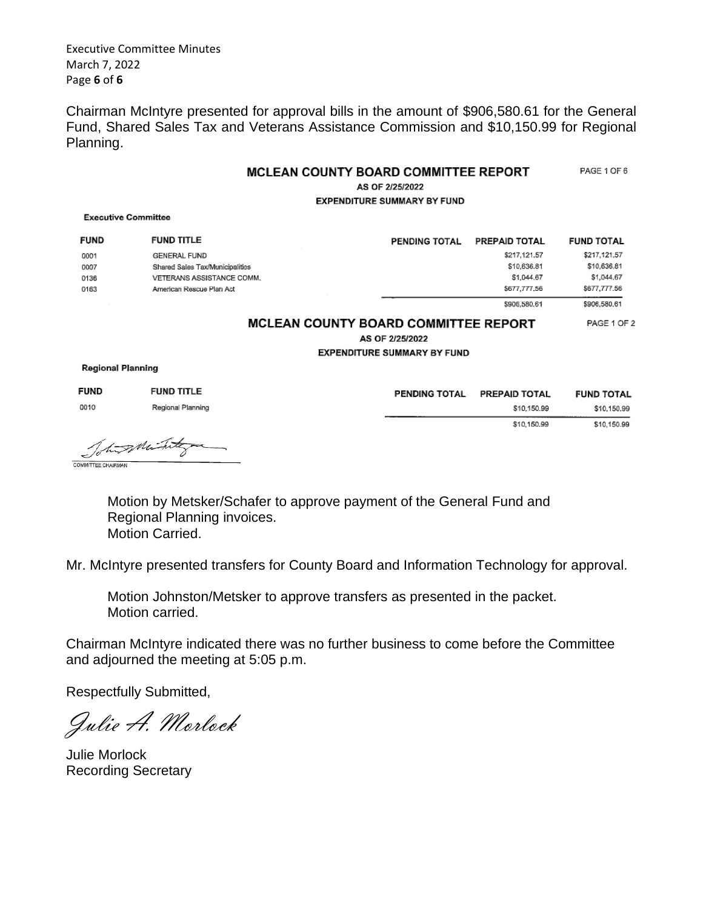Chairman McIntyre presented for approval bills in the amount of $906,580.61 for the General Fund, Shared Sales Tax and Veterans Assistance Commission and $10,150.99 for Regional Planning.

**MCLEAN COUNTY BOARD COMMITTEE REPORT**

PAGE 1 OF 6

AS OF 2/25/2022

EXPENDITURE SUMMARY BY FUND

**Executive Committee**

| FUND | FUND TITLE | PENDING TOTAL | PREPAID TOTAL | FUND TOTAL |
|---|---|---|---|---|
| 0001 | GENERAL FUND | | $217,121.57 | $217,121.57 |
| 0007 | Shared Sales Tax/Municipalities | | $10,636.81 | $10,636.81 |
| 0136 | VETERANS ASSISTANCE COMM. | | $1,044.67 | $1,044.67 |
| 0163 | American Rescue Plan Act | | $677,777.56 | $677,777.56 |
| | | | $906,580.61 | $906,580.61 |

**MCLEAN COUNTY BOARD COMMITTEE REPORT**

PAGE 1 OF 2

AS OF 2/25/2022

EXPENDITURE SUMMARY BY FUND

**Regional Planning**

| FUND | FUND TITLE | PENDING TOTAL | PREPAID TOTAL | FUND TOTAL |
|---|---|---|---|---|
| 0010 | Regional Planning | | $10,150.99 | $10,150.99 |
| | | | $10,150.99 | $10,150.99 |

John McIntyre

COMMITTEE CHAIRMAN

> Motion by Metsker/Schafer to approve payment of the General Fund and Regional Planning invoices.
> Motion Carried.

Mr. McIntyre presented transfers for County Board and Information Technology for approval.

> Motion Johnston/Metsker to approve transfers as presented in the packet.
> Motion carried.

Chairman McIntyre indicated there was no further business to come before the Committee and adjourned the meeting at 5:05 p.m.

Respectfully Submitted,

*Julie A. Morlock*

Julie Morlock
Recording Secretary